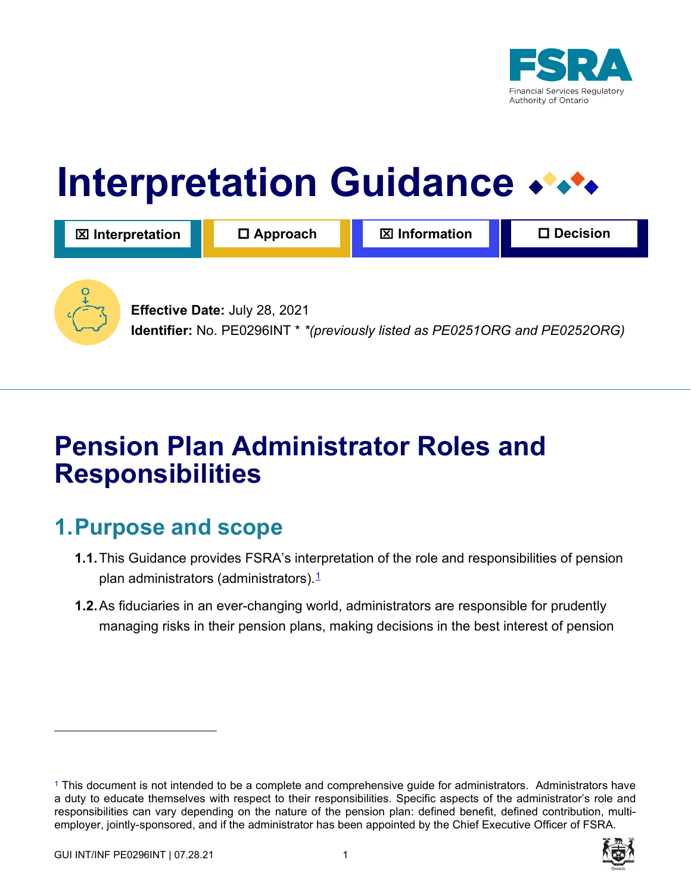# Interpretation Guidance

☒ Interpretation ☐ Approach ☒ Information ☐ Decision

**Effective Date:** July 28, 2021

**Identifier:** No. PE0296INT * *(previously listed as PE0251ORG and PE0252ORG)*

# Pension Plan Administrator Roles and Responsibilities

## 1. Purpose and scope

**1.1.** This Guidance provides FSRA's interpretation of the role and responsibilities of pension plan administrators (administrators).[1]

**1.2.** As fiduciaries in an ever-changing world, administrators are responsible for prudently managing risks in their pension plans, making decisions in the best interest of pension

[1] This document is not intended to be a complete and comprehensive guide for administrators. Administrators have a duty to educate themselves with respect to their responsibilities. Specific aspects of the administrator's role and responsibilities can vary depending on the nature of the pension plan: defined benefit, defined contribution, multi-employer, jointly-sponsored, and if the administrator has been appointed by the Chief Executive Officer of FSRA.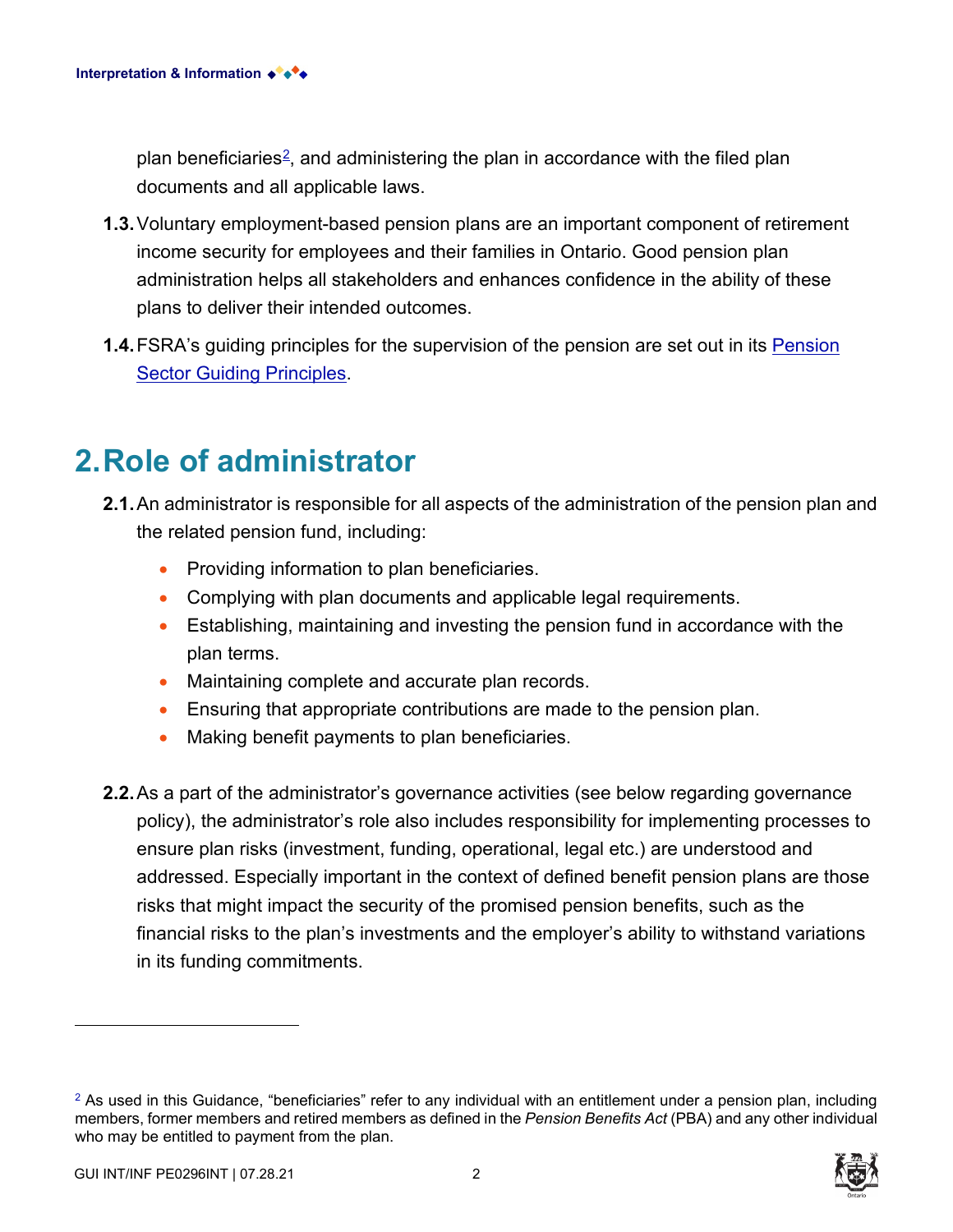plan beneficiaries[2], and administering the plan in accordance with the filed plan documents and all applicable laws.

**1.3.** Voluntary employment-based pension plans are an important component of retirement income security for employees and their families in Ontario. Good pension plan administration helps all stakeholders and enhances confidence in the ability of these plans to deliver their intended outcomes.

**1.4.** FSRA's guiding principles for the supervision of the pension are set out in its Pension Sector Guiding Principles.

# 2. Role of administrator

**2.1.** An administrator is responsible for all aspects of the administration of the pension plan and the related pension fund, including:

- Providing information to plan beneficiaries.
- Complying with plan documents and applicable legal requirements.
- Establishing, maintaining and investing the pension fund in accordance with the plan terms.
- Maintaining complete and accurate plan records.
- Ensuring that appropriate contributions are made to the pension plan.
- Making benefit payments to plan beneficiaries.

**2.2.** As a part of the administrator's governance activities (see below regarding governance policy), the administrator's role also includes responsibility for implementing processes to ensure plan risks (investment, funding, operational, legal etc.) are understood and addressed. Especially important in the context of defined benefit pension plans are those risks that might impact the security of the promised pension benefits, such as the financial risks to the plan's investments and the employer's ability to withstand variations in its funding commitments.

---

[2] As used in this Guidance, "beneficiaries" refer to any individual with an entitlement under a pension plan, including members, former members and retired members as defined in the *Pension Benefits Act* (PBA) and any other individual who may be entitled to payment from the plan.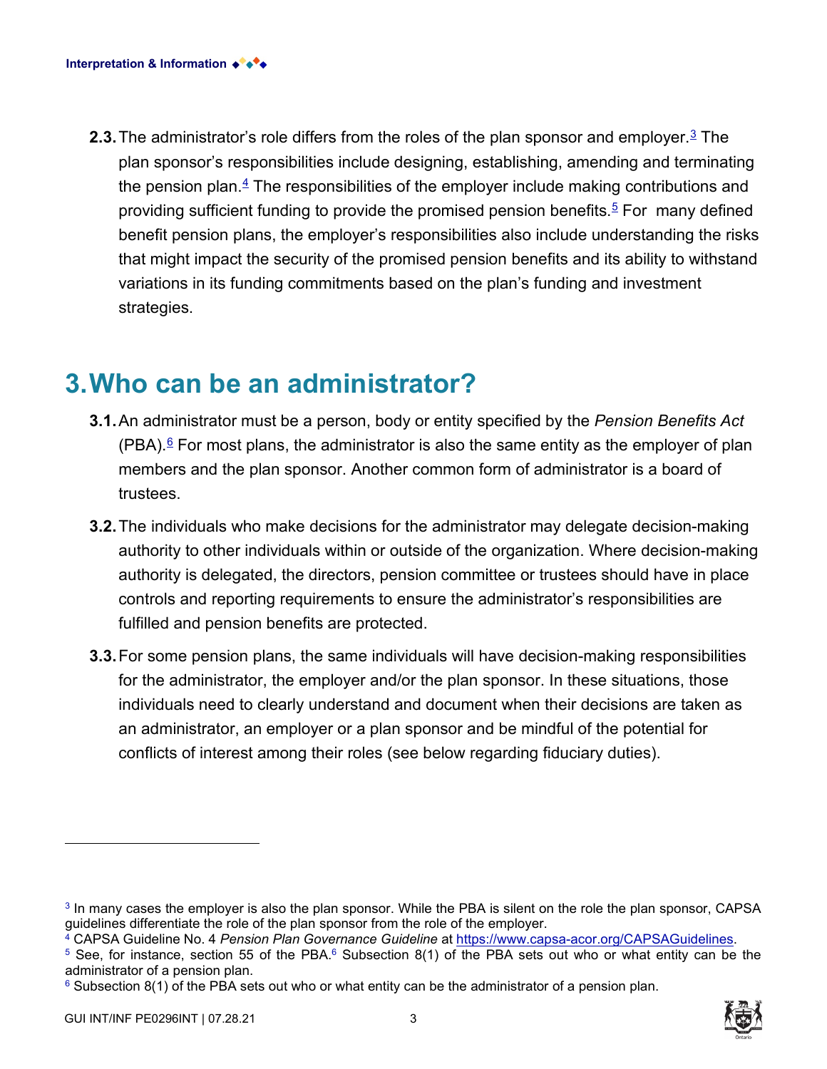**2.3.** The administrator's role differs from the roles of the plan sponsor and employer.[3] The plan sponsor's responsibilities include designing, establishing, amending and terminating the pension plan.[4] The responsibilities of the employer include making contributions and providing sufficient funding to provide the promised pension benefits.[5] For many defined benefit pension plans, the employer's responsibilities also include understanding the risks that might impact the security of the promised pension benefits and its ability to withstand variations in its funding commitments based on the plan's funding and investment strategies.

# 3. Who can be an administrator?

**3.1.** An administrator must be a person, body or entity specified by the *Pension Benefits Act* (PBA).[6] For most plans, the administrator is also the same entity as the employer of plan members and the plan sponsor. Another common form of administrator is a board of trustees.

**3.2.** The individuals who make decisions for the administrator may delegate decision-making authority to other individuals within or outside of the organization. Where decision-making authority is delegated, the directors, pension committee or trustees should have in place controls and reporting requirements to ensure the administrator's responsibilities are fulfilled and pension benefits are protected.

**3.3.** For some pension plans, the same individuals will have decision-making responsibilities for the administrator, the employer and/or the plan sponsor. In these situations, those individuals need to clearly understand and document when their decisions are taken as an administrator, an employer or a plan sponsor and be mindful of the potential for conflicts of interest among their roles (see below regarding fiduciary duties).

---

[3] In many cases the employer is also the plan sponsor. While the PBA is silent on the role the plan sponsor, CAPSA guidelines differentiate the role of the plan sponsor from the role of the employer.

[4] CAPSA Guideline No. 4 *Pension Plan Governance Guideline* at https://www.capsa-acor.org/CAPSAGuidelines.

[5] See, for instance, section 55 of the PBA.[6] Subsection 8(1) of the PBA sets out who or what entity can be the administrator of a pension plan.

[6] Subsection 8(1) of the PBA sets out who or what entity can be the administrator of a pension plan.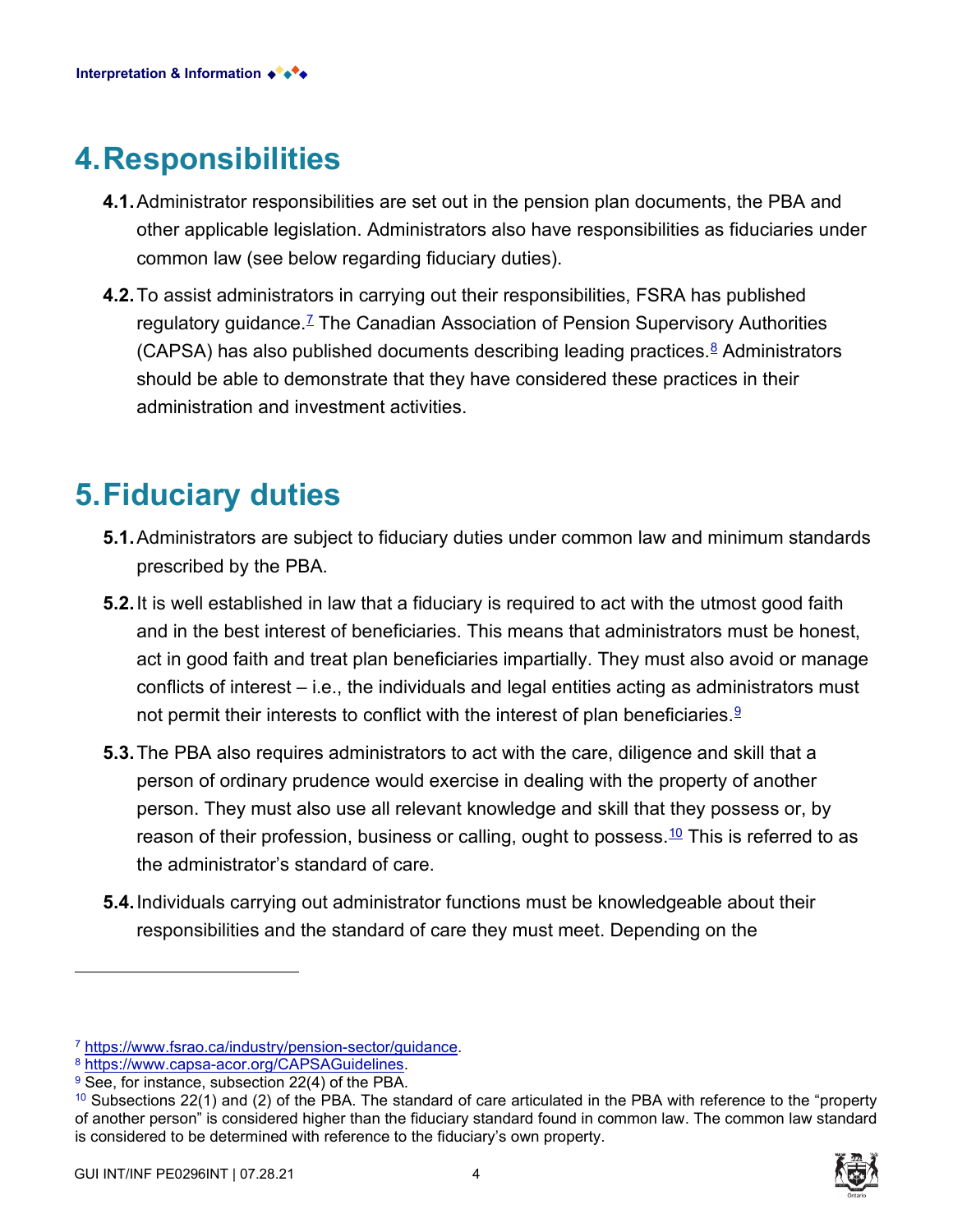# 4. Responsibilities

**4.1.** Administrator responsibilities are set out in the pension plan documents, the PBA and other applicable legislation. Administrators also have responsibilities as fiduciaries under common law (see below regarding fiduciary duties).

**4.2.** To assist administrators in carrying out their responsibilities, FSRA has published regulatory guidance.[7] The Canadian Association of Pension Supervisory Authorities (CAPSA) has also published documents describing leading practices.[8] Administrators should be able to demonstrate that they have considered these practices in their administration and investment activities.

# 5. Fiduciary duties

**5.1.** Administrators are subject to fiduciary duties under common law and minimum standards prescribed by the PBA.

**5.2.** It is well established in law that a fiduciary is required to act with the utmost good faith and in the best interest of beneficiaries. This means that administrators must be honest, act in good faith and treat plan beneficiaries impartially. They must also avoid or manage conflicts of interest – i.e., the individuals and legal entities acting as administrators must not permit their interests to conflict with the interest of plan beneficiaries.[9]

**5.3.** The PBA also requires administrators to act with the care, diligence and skill that a person of ordinary prudence would exercise in dealing with the property of another person. They must also use all relevant knowledge and skill that they possess or, by reason of their profession, business or calling, ought to possess.[10] This is referred to as the administrator's standard of care.

**5.4.** Individuals carrying out administrator functions must be knowledgeable about their responsibilities and the standard of care they must meet. Depending on the

---

[7] https://www.fsrao.ca/industry/pension-sector/guidance.

[8] https://www.capsa-acor.org/CAPSAGuidelines.

[9] See, for instance, subsection 22(4) of the PBA.

[10] Subsections 22(1) and (2) of the PBA. The standard of care articulated in the PBA with reference to the "property of another person" is considered higher than the fiduciary standard found in common law. The common law standard is considered to be determined with reference to the fiduciary's own property.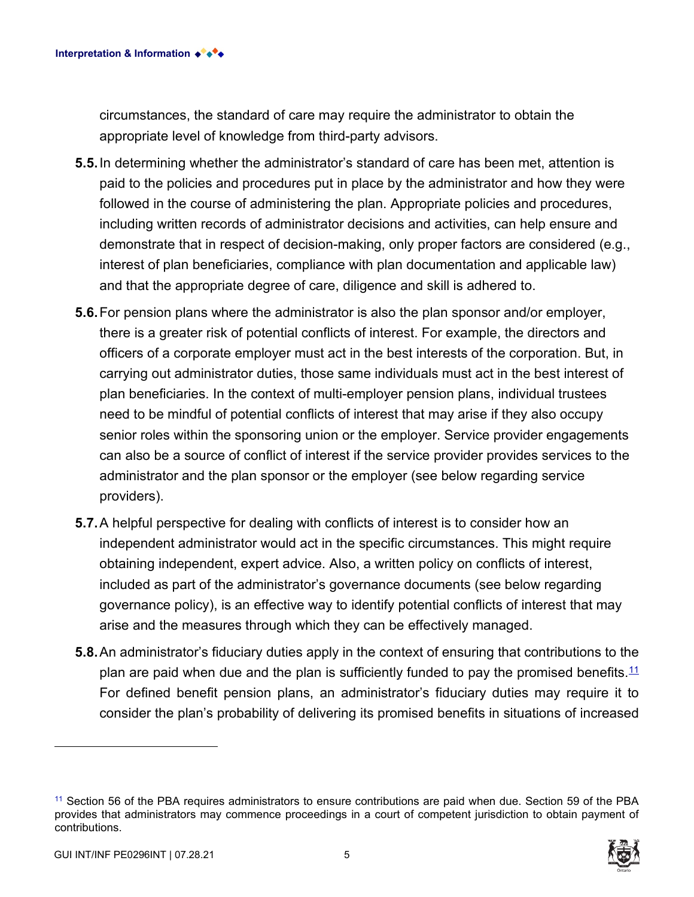circumstances, the standard of care may require the administrator to obtain the appropriate level of knowledge from third-party advisors.

**5.5.** In determining whether the administrator's standard of care has been met, attention is paid to the policies and procedures put in place by the administrator and how they were followed in the course of administering the plan. Appropriate policies and procedures, including written records of administrator decisions and activities, can help ensure and demonstrate that in respect of decision-making, only proper factors are considered (e.g., interest of plan beneficiaries, compliance with plan documentation and applicable law) and that the appropriate degree of care, diligence and skill is adhered to.

**5.6.** For pension plans where the administrator is also the plan sponsor and/or employer, there is a greater risk of potential conflicts of interest. For example, the directors and officers of a corporate employer must act in the best interests of the corporation. But, in carrying out administrator duties, those same individuals must act in the best interest of plan beneficiaries. In the context of multi-employer pension plans, individual trustees need to be mindful of potential conflicts of interest that may arise if they also occupy senior roles within the sponsoring union or the employer. Service provider engagements can also be a source of conflict of interest if the service provider provides services to the administrator and the plan sponsor or the employer (see below regarding service providers).

**5.7.** A helpful perspective for dealing with conflicts of interest is to consider how an independent administrator would act in the specific circumstances. This might require obtaining independent, expert advice. Also, a written policy on conflicts of interest, included as part of the administrator's governance documents (see below regarding governance policy), is an effective way to identify potential conflicts of interest that may arise and the measures through which they can be effectively managed.

**5.8.** An administrator's fiduciary duties apply in the context of ensuring that contributions to the plan are paid when due and the plan is sufficiently funded to pay the promised benefits.[11] For defined benefit pension plans, an administrator's fiduciary duties may require it to consider the plan's probability of delivering its promised benefits in situations of increased

---

[11] Section 56 of the PBA requires administrators to ensure contributions are paid when due. Section 59 of the PBA provides that administrators may commence proceedings in a court of competent jurisdiction to obtain payment of contributions.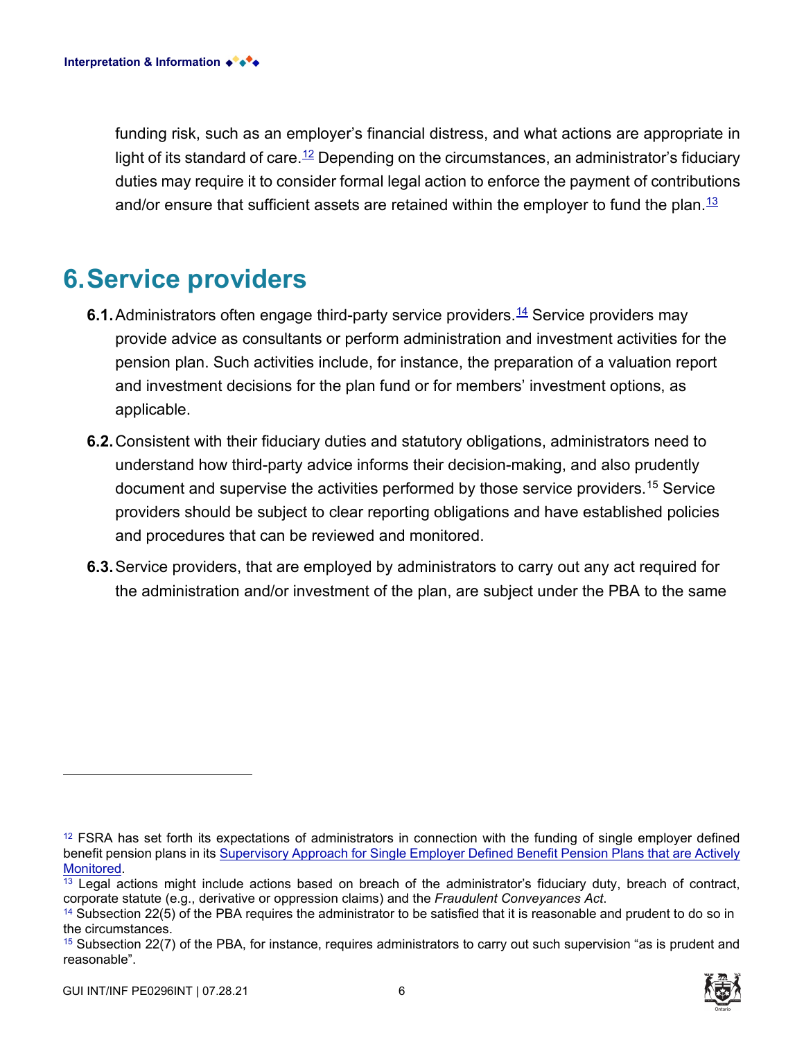funding risk, such as an employer's financial distress, and what actions are appropriate in light of its standard of care.[12] Depending on the circumstances, an administrator's fiduciary duties may require it to consider formal legal action to enforce the payment of contributions and/or ensure that sufficient assets are retained within the employer to fund the plan.[13]

# 6. Service providers

**6.1.** Administrators often engage third-party service providers.[14] Service providers may provide advice as consultants or perform administration and investment activities for the pension plan. Such activities include, for instance, the preparation of a valuation report and investment decisions for the plan fund or for members' investment options, as applicable.

**6.2.** Consistent with their fiduciary duties and statutory obligations, administrators need to understand how third-party advice informs their decision-making, and also prudently document and supervise the activities performed by those service providers.[15] Service providers should be subject to clear reporting obligations and have established policies and procedures that can be reviewed and monitored.

**6.3.** Service providers, that are employed by administrators to carry out any act required for the administration and/or investment of the plan, are subject under the PBA to the same

---

[12] FSRA has set forth its expectations of administrators in connection with the funding of single employer defined benefit pension plans in its Supervisory Approach for Single Employer Defined Benefit Pension Plans that are Actively Monitored.

[13] Legal actions might include actions based on breach of the administrator's fiduciary duty, breach of contract, corporate statute (e.g., derivative or oppression claims) and the *Fraudulent Conveyances Act*.

[14] Subsection 22(5) of the PBA requires the administrator to be satisfied that it is reasonable and prudent to do so in the circumstances.

[15] Subsection 22(7) of the PBA, for instance, requires administrators to carry out such supervision "as is prudent and reasonable".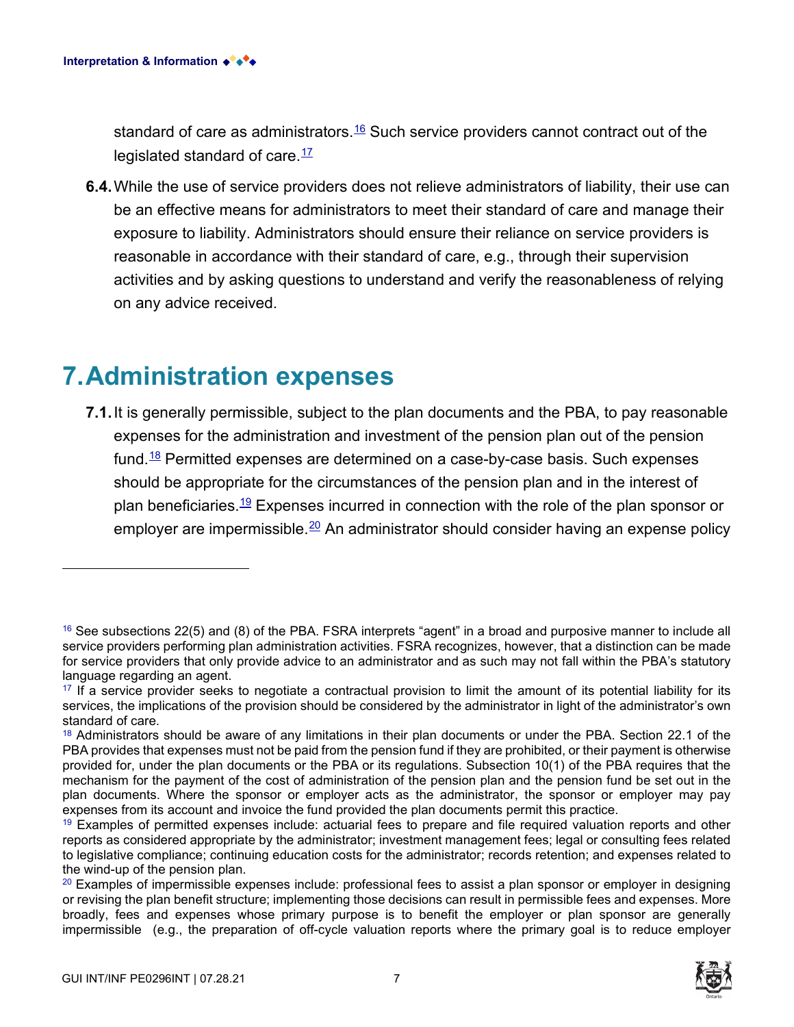standard of care as administrators.[16] Such service providers cannot contract out of the legislated standard of care.[17]

**6.4.** While the use of service providers does not relieve administrators of liability, their use can be an effective means for administrators to meet their standard of care and manage their exposure to liability. Administrators should ensure their reliance on service providers is reasonable in accordance with their standard of care, e.g., through their supervision activities and by asking questions to understand and verify the reasonableness of relying on any advice received.

# 7. Administration expenses

**7.1.** It is generally permissible, subject to the plan documents and the PBA, to pay reasonable expenses for the administration and investment of the pension plan out of the pension fund.[18] Permitted expenses are determined on a case-by-case basis. Such expenses should be appropriate for the circumstances of the pension plan and in the interest of plan beneficiaries.[19] Expenses incurred in connection with the role of the plan sponsor or employer are impermissible.[20] An administrator should consider having an expense policy

---

[16] See subsections 22(5) and (8) of the PBA. FSRA interprets "agent" in a broad and purposive manner to include all service providers performing plan administration activities. FSRA recognizes, however, that a distinction can be made for service providers that only provide advice to an administrator and as such may not fall within the PBA's statutory language regarding an agent.

[17] If a service provider seeks to negotiate a contractual provision to limit the amount of its potential liability for its services, the implications of the provision should be considered by the administrator in light of the administrator's own standard of care.

[18] Administrators should be aware of any limitations in their plan documents or under the PBA. Section 22.1 of the PBA provides that expenses must not be paid from the pension fund if they are prohibited, or their payment is otherwise provided for, under the plan documents or the PBA or its regulations. Subsection 10(1) of the PBA requires that the mechanism for the payment of the cost of administration of the pension plan and the pension fund be set out in the plan documents. Where the sponsor or employer acts as the administrator, the sponsor or employer may pay expenses from its account and invoice the fund provided the plan documents permit this practice.

[19] Examples of permitted expenses include: actuarial fees to prepare and file required valuation reports and other reports as considered appropriate by the administrator; investment management fees; legal or consulting fees related to legislative compliance; continuing education costs for the administrator; records retention; and expenses related to the wind-up of the pension plan.

[20] Examples of impermissible expenses include: professional fees to assist a plan sponsor or employer in designing or revising the plan benefit structure; implementing those decisions can result in permissible fees and expenses. More broadly, fees and expenses whose primary purpose is to benefit the employer or plan sponsor are generally impermissible (e.g., the preparation of off-cycle valuation reports where the primary goal is to reduce employer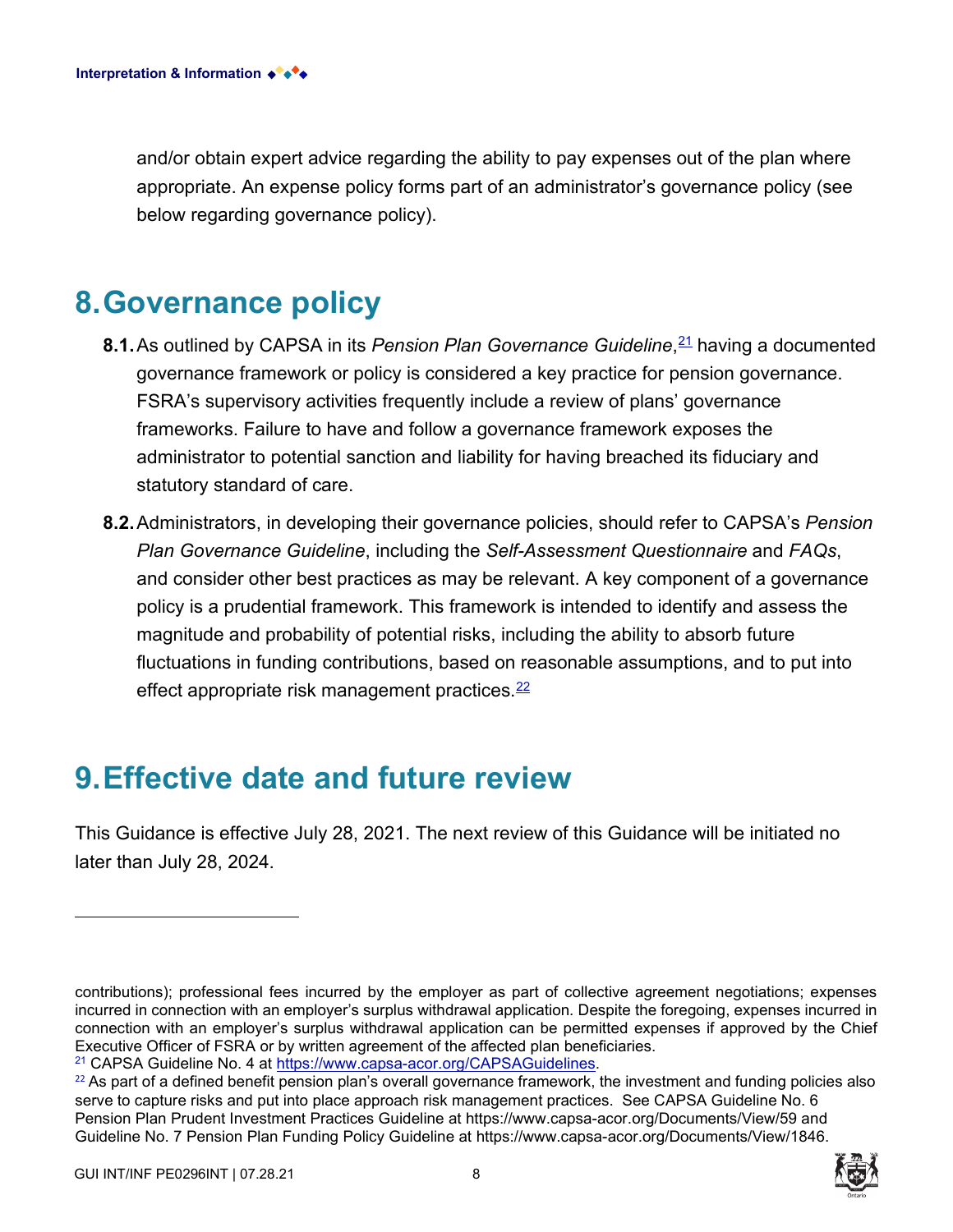and/or obtain expert advice regarding the ability to pay expenses out of the plan where appropriate. An expense policy forms part of an administrator's governance policy (see below regarding governance policy).

# 8. Governance policy

**8.1.** As outlined by CAPSA in its *Pension Plan Governance Guideline*,[21] having a documented governance framework or policy is considered a key practice for pension governance. FSRA's supervisory activities frequently include a review of plans' governance frameworks. Failure to have and follow a governance framework exposes the administrator to potential sanction and liability for having breached its fiduciary and statutory standard of care.

**8.2.** Administrators, in developing their governance policies, should refer to CAPSA's *Pension Plan Governance Guideline*, including the *Self-Assessment Questionnaire* and *FAQs*, and consider other best practices as may be relevant. A key component of a governance policy is a prudential framework. This framework is intended to identify and assess the magnitude and probability of potential risks, including the ability to absorb future fluctuations in funding contributions, based on reasonable assumptions, and to put into effect appropriate risk management practices.[22]

# 9. Effective date and future review

This Guidance is effective July 28, 2021. The next review of this Guidance will be initiated no later than July 28, 2024.

---

contributions); professional fees incurred by the employer as part of collective agreement negotiations; expenses incurred in connection with an employer's surplus withdrawal application. Despite the foregoing, expenses incurred in connection with an employer's surplus withdrawal application can be permitted expenses if approved by the Chief Executive Officer of FSRA or by written agreement of the affected plan beneficiaries.

[21] CAPSA Guideline No. 4 at https://www.capsa-acor.org/CAPSAGuidelines.

[22] As part of a defined benefit pension plan's overall governance framework, the investment and funding policies also serve to capture risks and put into place approach risk management practices. See CAPSA Guideline No. 6 Pension Plan Prudent Investment Practices Guideline at https://www.capsa-acor.org/Documents/View/59 and Guideline No. 7 Pension Plan Funding Policy Guideline at https://www.capsa-acor.org/Documents/View/1846.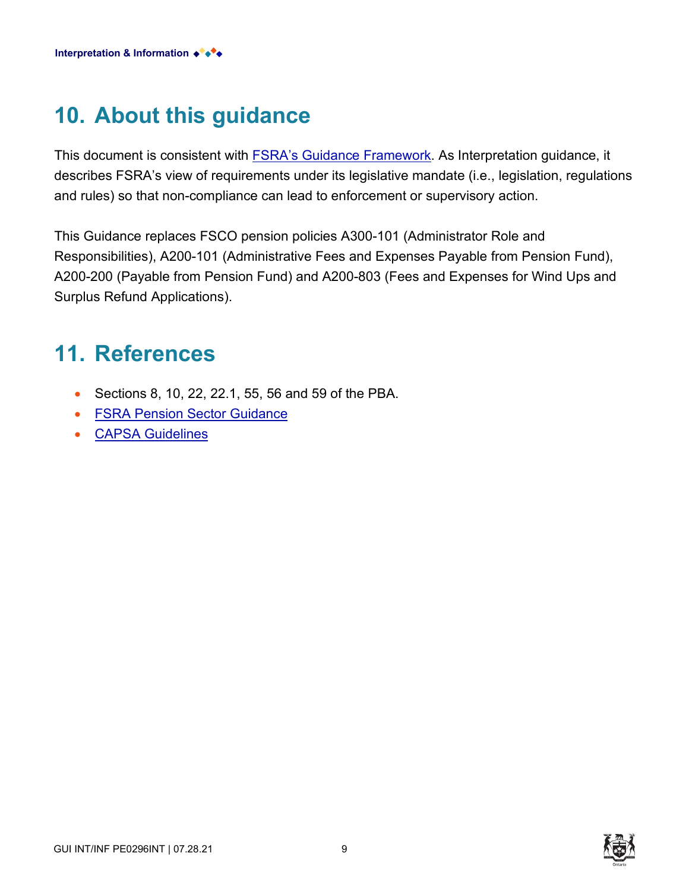## 10. About this guidance

This document is consistent with FSRA's Guidance Framework. As Interpretation guidance, it describes FSRA's view of requirements under its legislative mandate (i.e., legislation, regulations and rules) so that non-compliance can lead to enforcement or supervisory action.

This Guidance replaces FSCO pension policies A300-101 (Administrator Role and Responsibilities), A200-101 (Administrative Fees and Expenses Payable from Pension Fund), A200-200 (Payable from Pension Fund) and A200-803 (Fees and Expenses for Wind Ups and Surplus Refund Applications).

## 11. References

- Sections 8, 10, 22, 22.1, 55, 56 and 59 of the PBA.
- FSRA Pension Sector Guidance
- CAPSA Guidelines